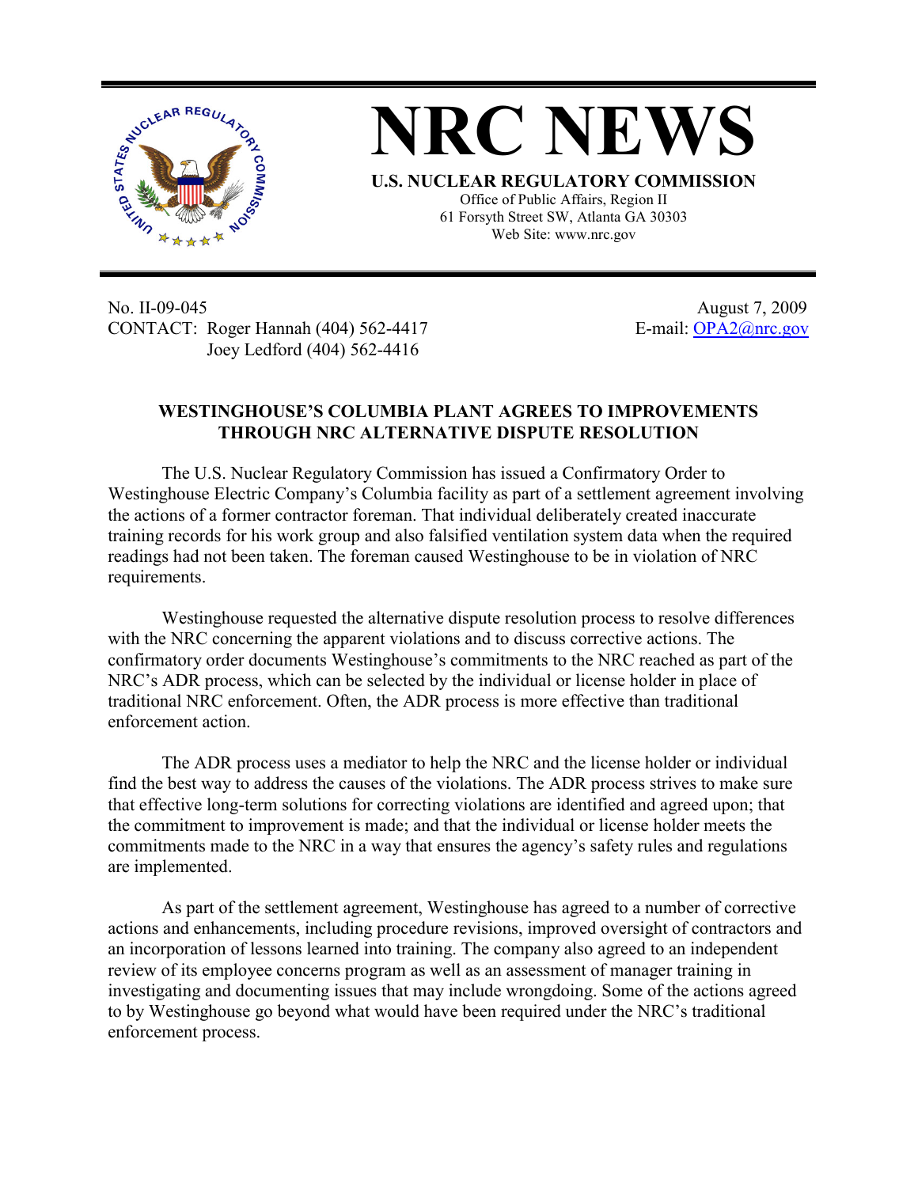# NRC NEWS

**U.S. NUCLEAR REGULATORY COMMISSION**

Office of Public Affairs, Region II
61 Forsyth Street SW, Atlanta GA 30303
Web Site: www.nrc.gov

No. II-09-045
CONTACT: Roger Hannah (404) 562-4417
Joey Ledford (404) 562-4416

August 7, 2009
E-mail: OPA2@nrc.gov

## WESTINGHOUSE'S COLUMBIA PLANT AGREES TO IMPROVEMENTS THROUGH NRC ALTERNATIVE DISPUTE RESOLUTION

The U.S. Nuclear Regulatory Commission has issued a Confirmatory Order to Westinghouse Electric Company's Columbia facility as part of a settlement agreement involving the actions of a former contractor foreman. That individual deliberately created inaccurate training records for his work group and also falsified ventilation system data when the required readings had not been taken. The foreman caused Westinghouse to be in violation of NRC requirements.

Westinghouse requested the alternative dispute resolution process to resolve differences with the NRC concerning the apparent violations and to discuss corrective actions. The confirmatory order documents Westinghouse's commitments to the NRC reached as part of the NRC's ADR process, which can be selected by the individual or license holder in place of traditional NRC enforcement. Often, the ADR process is more effective than traditional enforcement action.

The ADR process uses a mediator to help the NRC and the license holder or individual find the best way to address the causes of the violations. The ADR process strives to make sure that effective long-term solutions for correcting violations are identified and agreed upon; that the commitment to improvement is made; and that the individual or license holder meets the commitments made to the NRC in a way that ensures the agency's safety rules and regulations are implemented.

As part of the settlement agreement, Westinghouse has agreed to a number of corrective actions and enhancements, including procedure revisions, improved oversight of contractors and an incorporation of lessons learned into training. The company also agreed to an independent review of its employee concerns program as well as an assessment of manager training in investigating and documenting issues that may include wrongdoing. Some of the actions agreed to by Westinghouse go beyond what would have been required under the NRC's traditional enforcement process.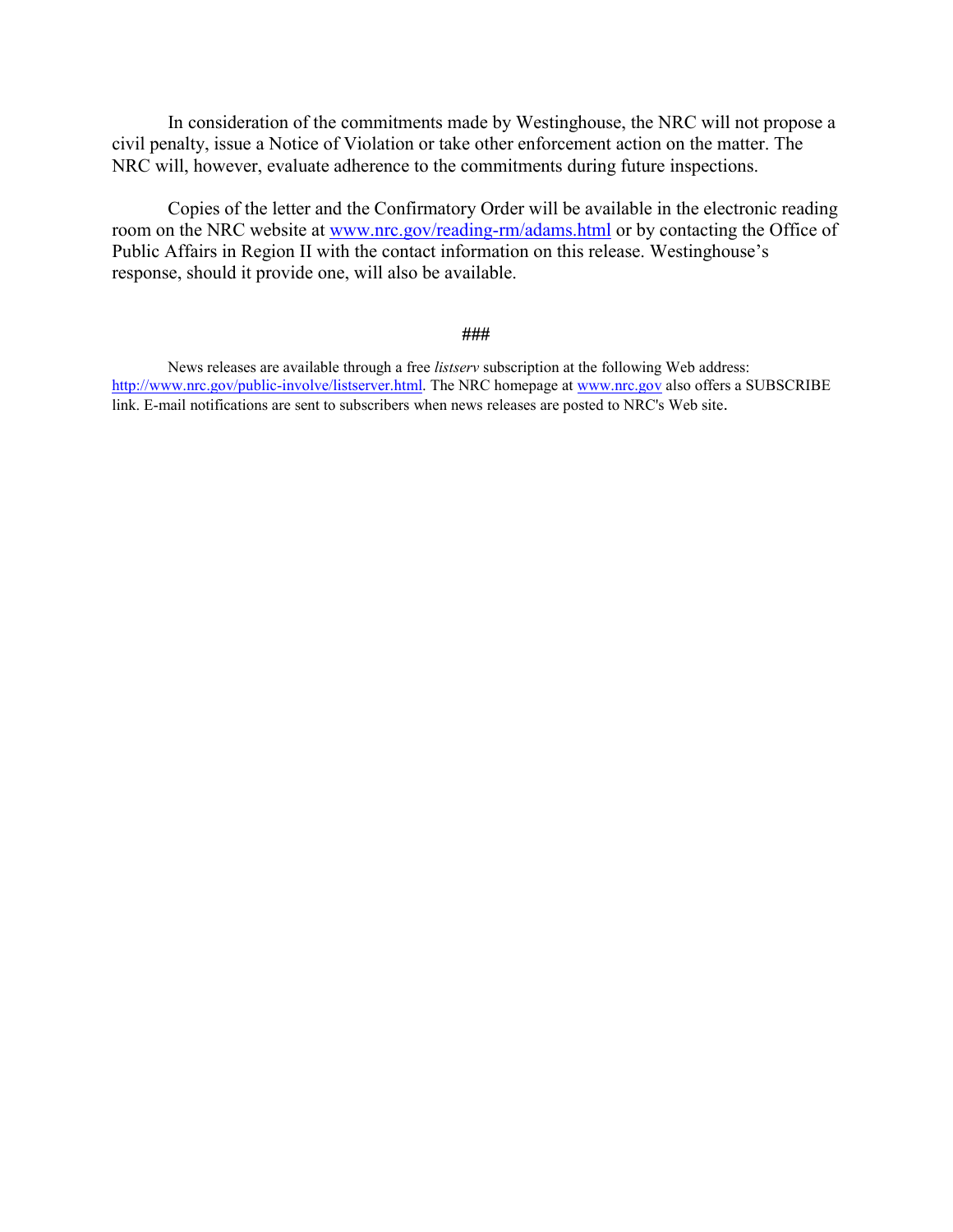In consideration of the commitments made by Westinghouse, the NRC will not propose a civil penalty, issue a Notice of Violation or take other enforcement action on the matter. The NRC will, however, evaluate adherence to the commitments during future inspections.

Copies of the letter and the Confirmatory Order will be available in the electronic reading room on the NRC website at [www.nrc.gov/reading-rm/adams.html](www.nrc.gov/reading-rm/adams.html) or by contacting the Office of Public Affairs in Region II with the contact information on this release. Westinghouse's response, should it provide one, will also be available.

###

News releases are available through a free *listserv* subscription at the following Web address: [http://www.nrc.gov/public-involve/listserver.html](http://www.nrc.gov/public-involve/listserver.html). The NRC homepage at [www.nrc.gov](www.nrc.gov) also offers a SUBSCRIBE link. E-mail notifications are sent to subscribers when news releases are posted to NRC's Web site.